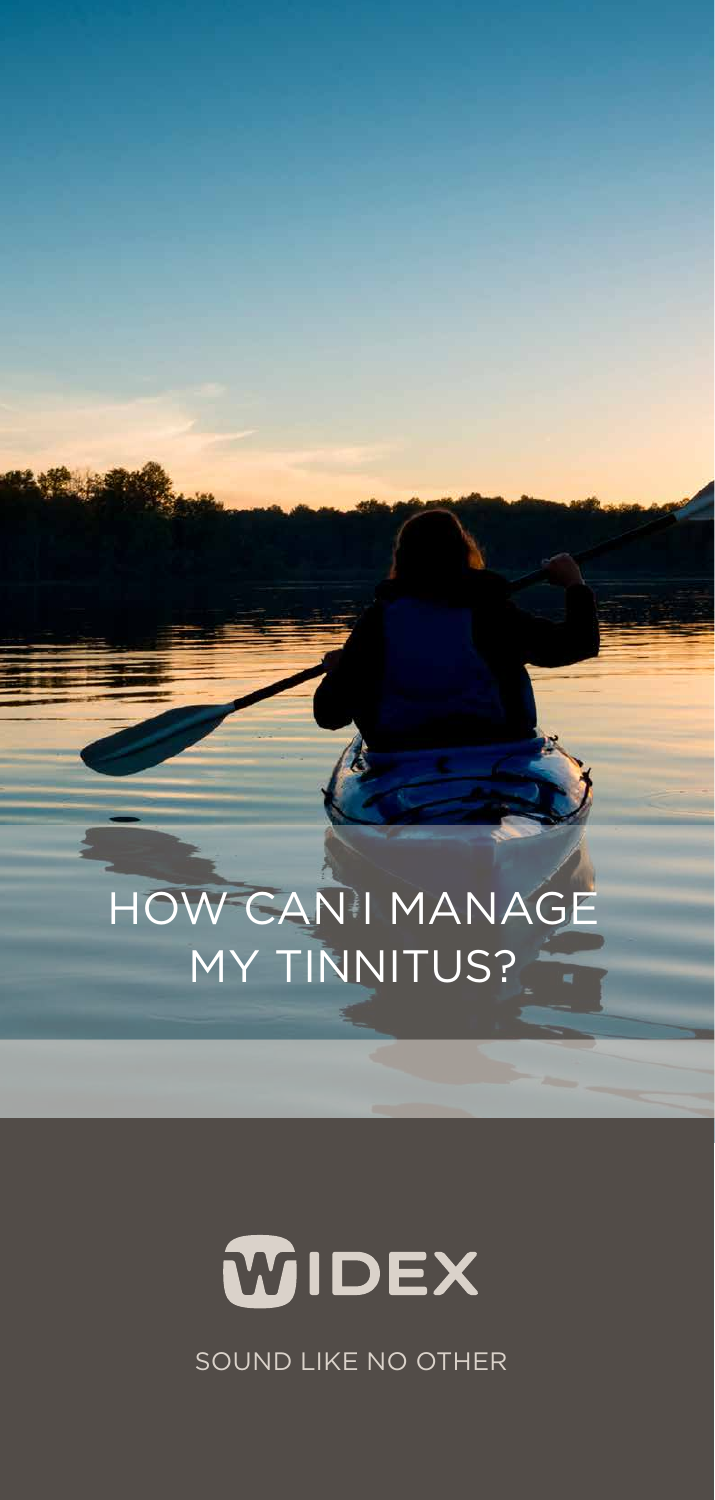# HOW CAN I MANAGE MY TINNITUS?

WIDEX

SOUND LIKE NO OTHER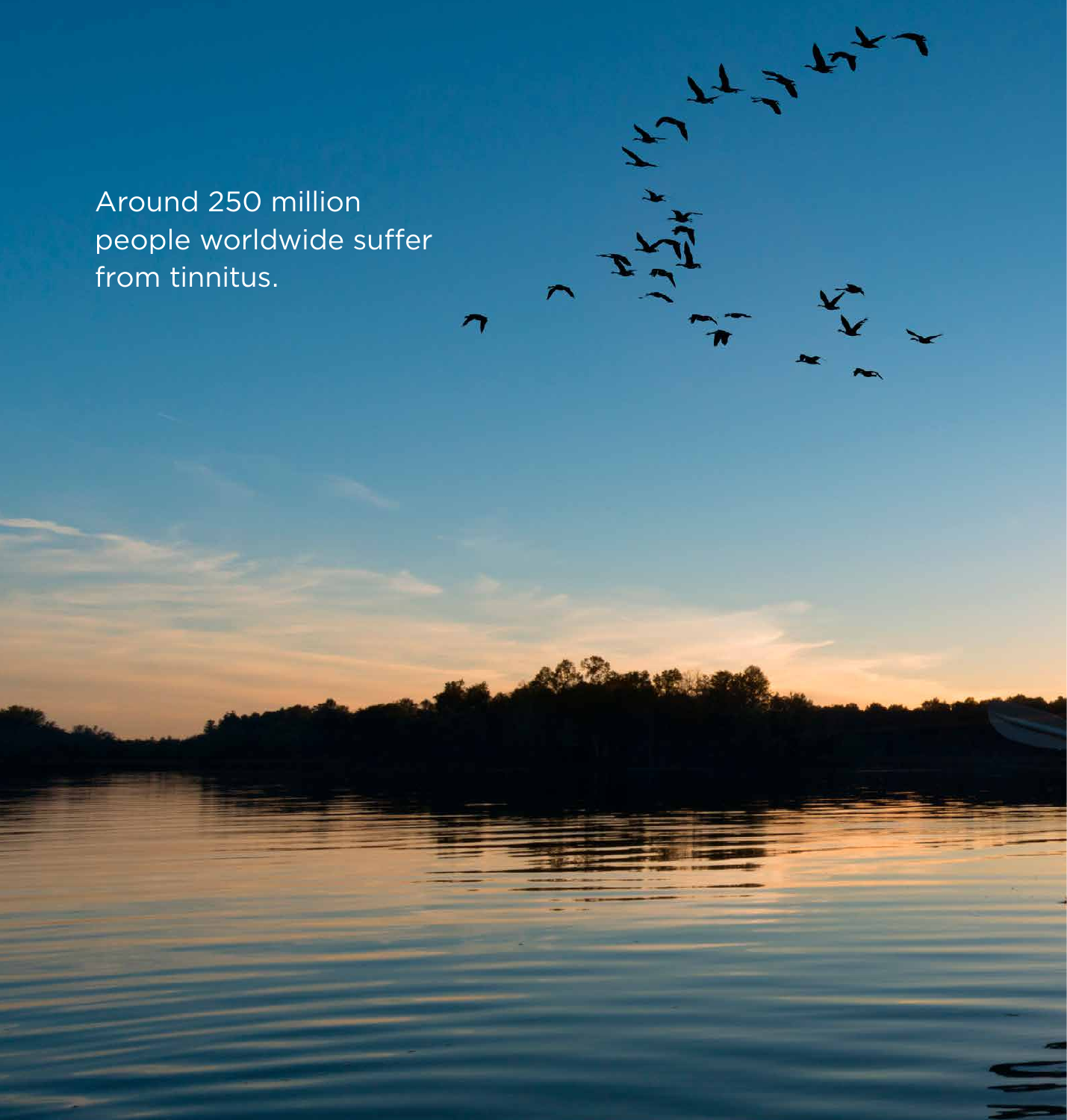Around 250 million people worldwide suffer from tinnitus.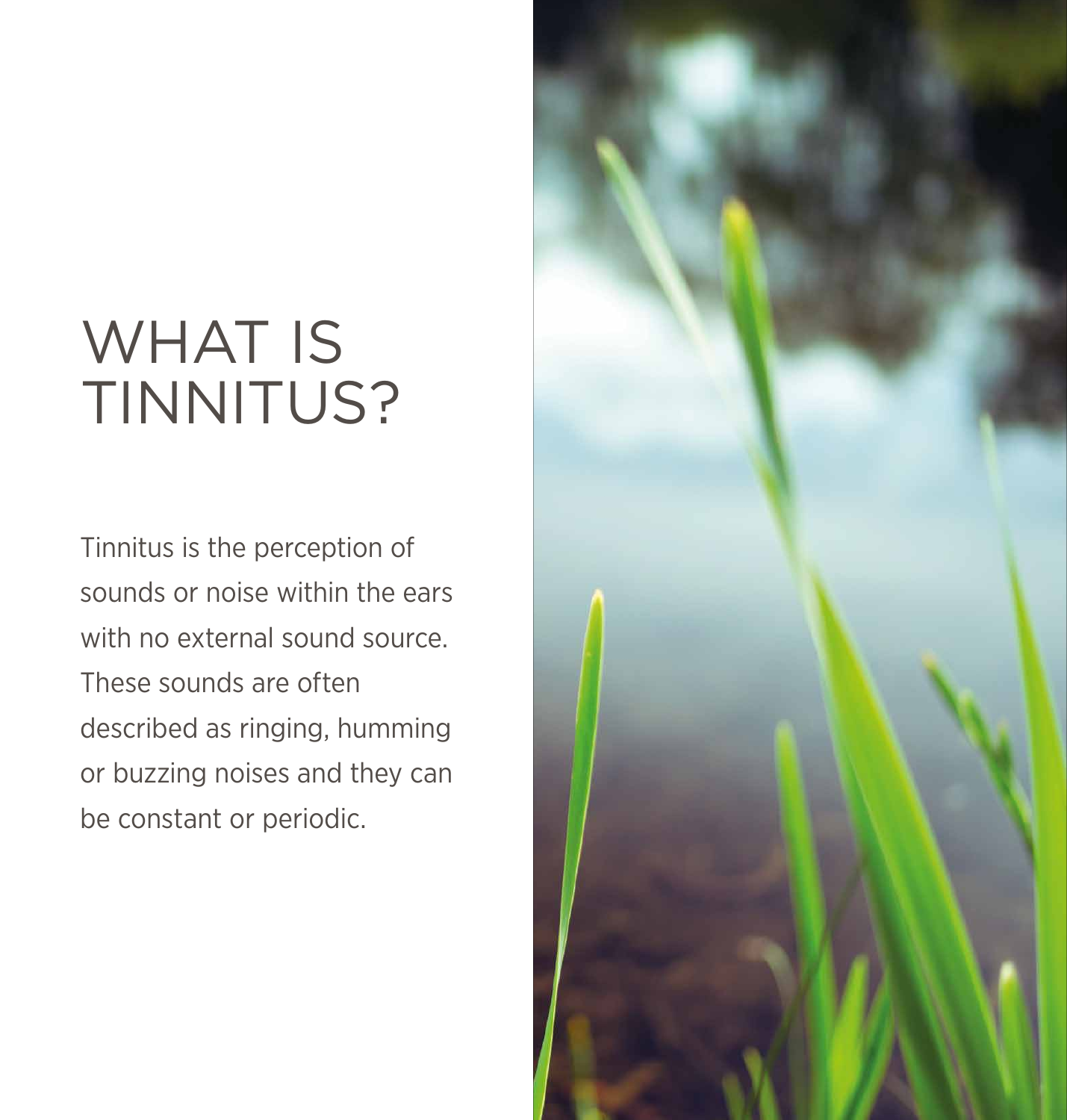# WHAT IS TINNITUS?

Tinnitus is the perception of sounds or noise within the ears with no external sound source. These sounds are often described as ringing, humming or buzzing noises and they can be constant or periodic.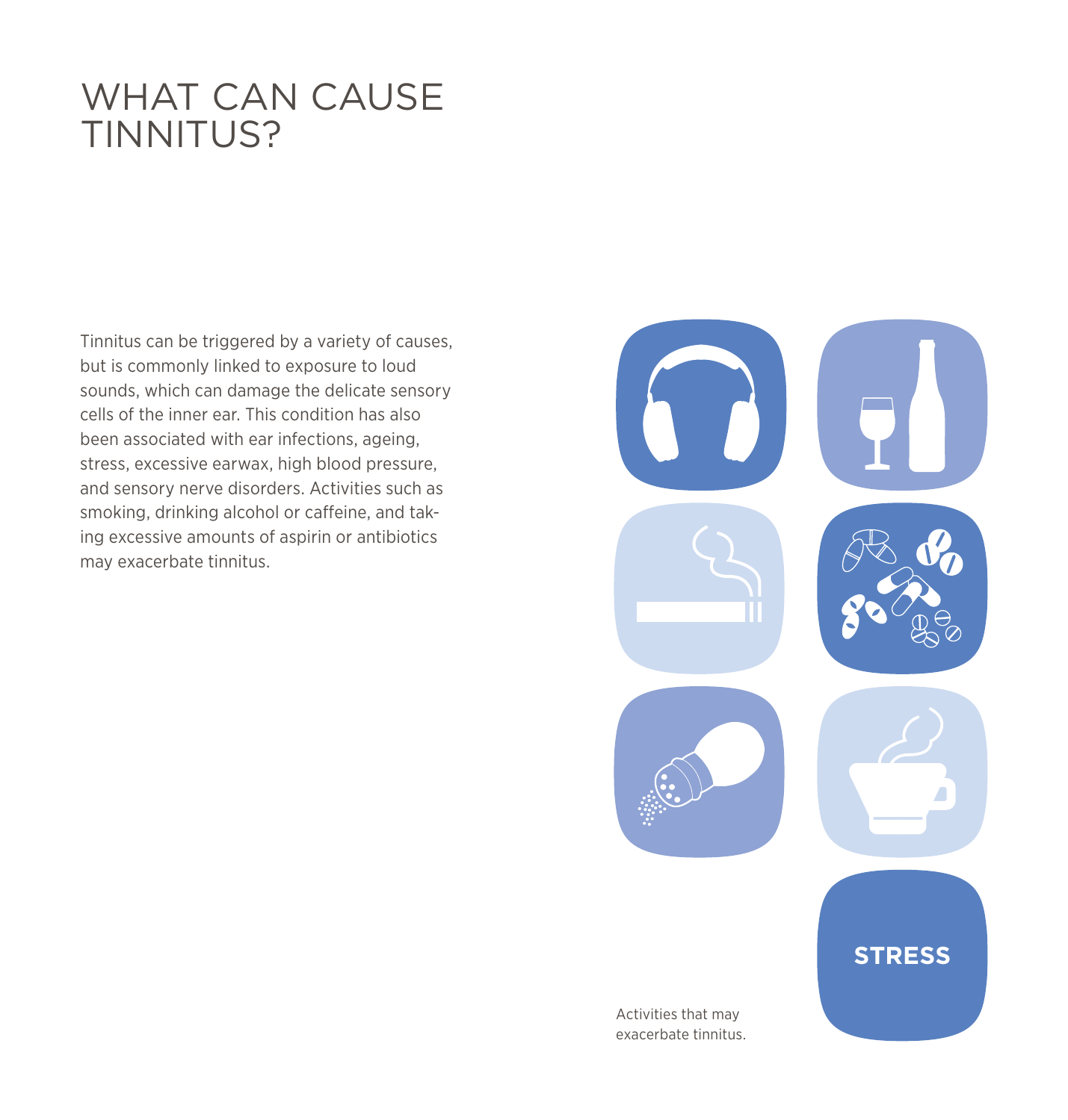# WHAT CAN CAUSE TINNITUS?

Tinnitus can be triggered by a variety of causes, but is commonly linked to exposure to loud sounds, which can damage the delicate sensory cells of the inner ear. This condition has also been associated with ear infections, ageing, stress, excessive earwax, high blood pressure, and sensory nerve disorders. Activities such as smoking, drinking alcohol or caffeine, and taking excessive amounts of aspirin or antibiotics may exacerbate tinnitus.

**STRESS**

Activities that may exacerbate tinnitus.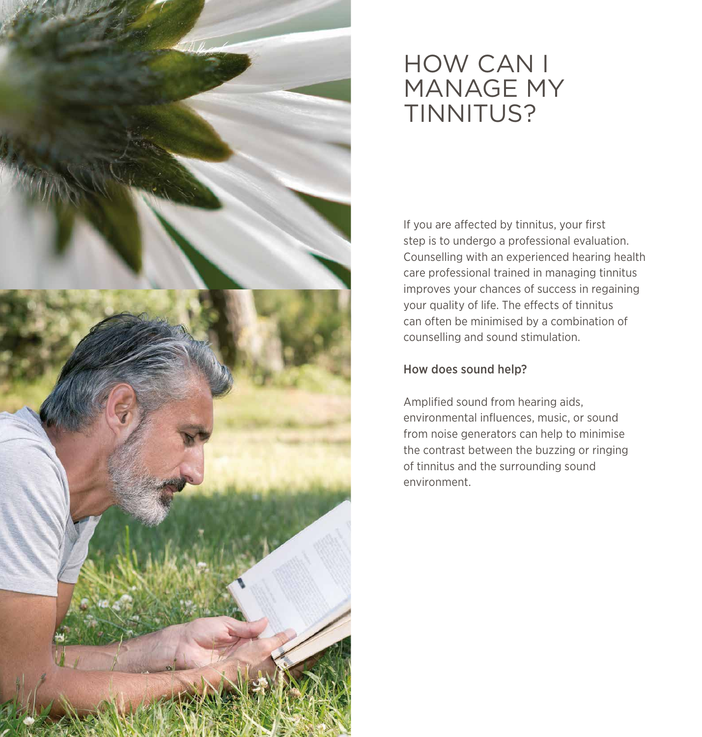# HOW CAN I MANAGE MY TINNITUS?

If you are affected by tinnitus, your first step is to undergo a professional evaluation. Counselling with an experienced hearing health care professional trained in managing tinnitus improves your chances of success in regaining your quality of life. The effects of tinnitus can often be minimised by a combination of counselling and sound stimulation.

## How does sound help?

Amplified sound from hearing aids, environmental influences, music, or sound from noise generators can help to minimise the contrast between the buzzing or ringing of tinnitus and the surrounding sound environment.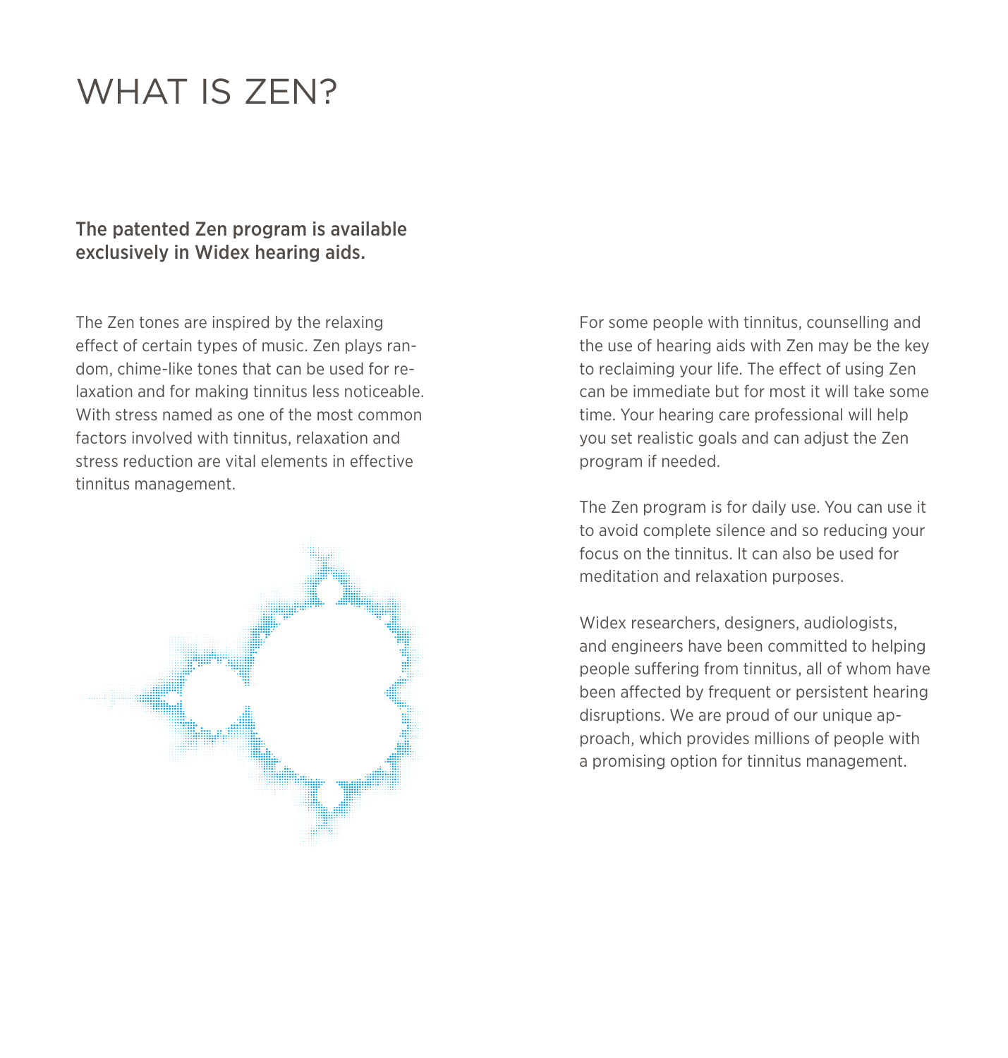# WHAT IS ZEN?

**The patented Zen program is available exclusively in Widex hearing aids.**

The Zen tones are inspired by the relaxing effect of certain types of music. Zen plays random, chime-like tones that can be used for relaxation and for making tinnitus less noticeable. With stress named as one of the most common factors involved with tinnitus, relaxation and stress reduction are vital elements in effective tinnitus management.

For some people with tinnitus, counselling and the use of hearing aids with Zen may be the key to reclaiming your life. The effect of using Zen can be immediate but for most it will take some time. Your hearing care professional will help you set realistic goals and can adjust the Zen program if needed.

The Zen program is for daily use. You can use it to avoid complete silence and so reducing your focus on the tinnitus. It can also be used for meditation and relaxation purposes.

Widex researchers, designers, audiologists, and engineers have been committed to helping people suffering from tinnitus, all of whom have been affected by frequent or persistent hearing disruptions. We are proud of our unique approach, which provides millions of people with a promising option for tinnitus management.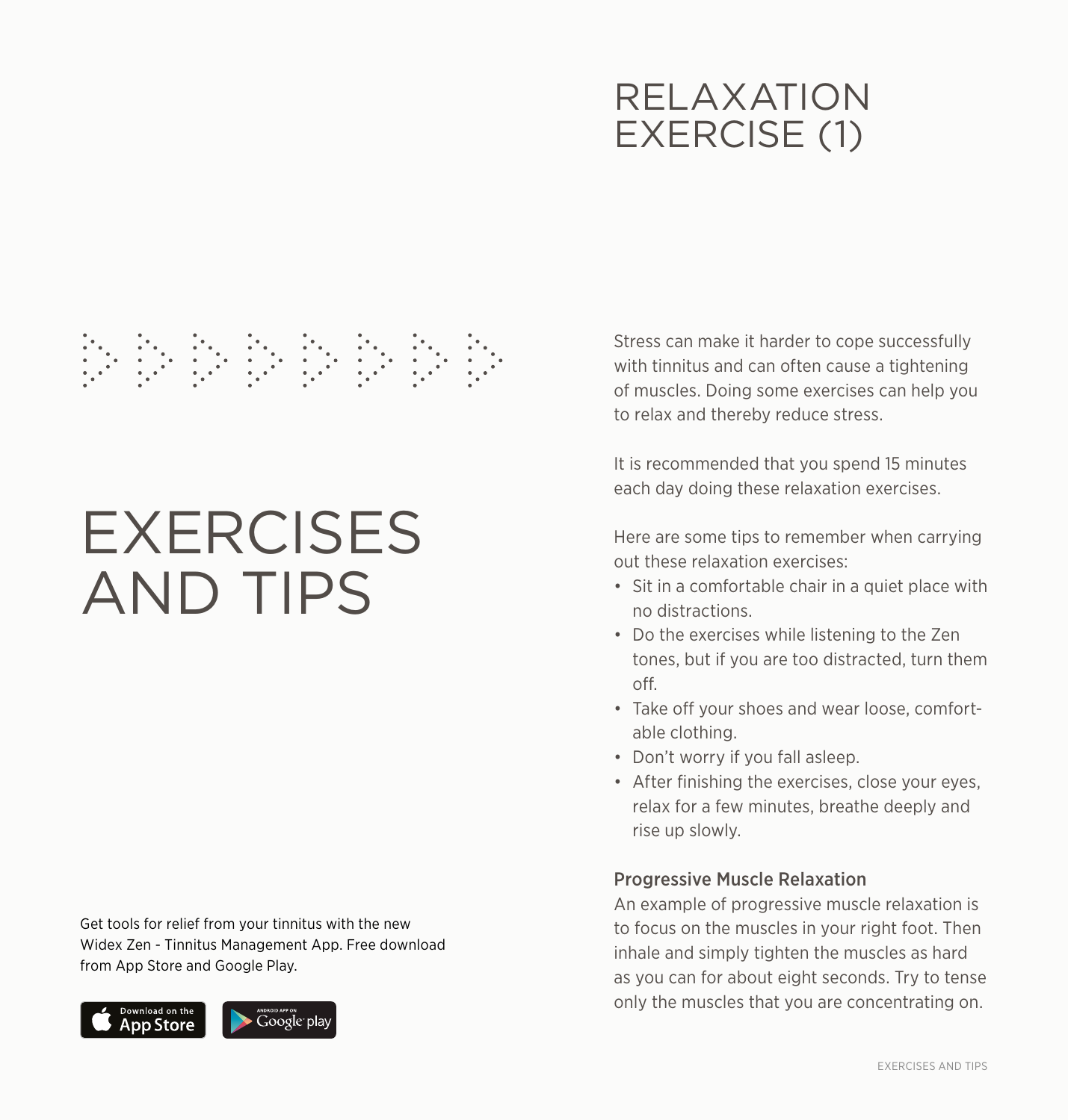# EXERCISES AND TIPS

Get tools for relief from your tinnitus with the new Widex Zen - Tinnitus Management App. Free download from App Store and Google Play.

## RELAXATION EXERCISE (1)

Stress can make it harder to cope successfully with tinnitus and can often cause a tightening of muscles. Doing some exercises can help you to relax and thereby reduce stress.

It is recommended that you spend 15 minutes each day doing these relaxation exercises.

Here are some tips to remember when carrying out these relaxation exercises:

- Sit in a comfortable chair in a quiet place with no distractions.
- Do the exercises while listening to the Zen tones, but if you are too distracted, turn them off.
- Take off your shoes and wear loose, comfortable clothing.
- Don't worry if you fall asleep.
- After finishing the exercises, close your eyes, relax for a few minutes, breathe deeply and rise up slowly.

### Progressive Muscle Relaxation

An example of progressive muscle relaxation is to focus on the muscles in your right foot. Then inhale and simply tighten the muscles as hard as you can for about eight seconds. Try to tense only the muscles that you are concentrating on.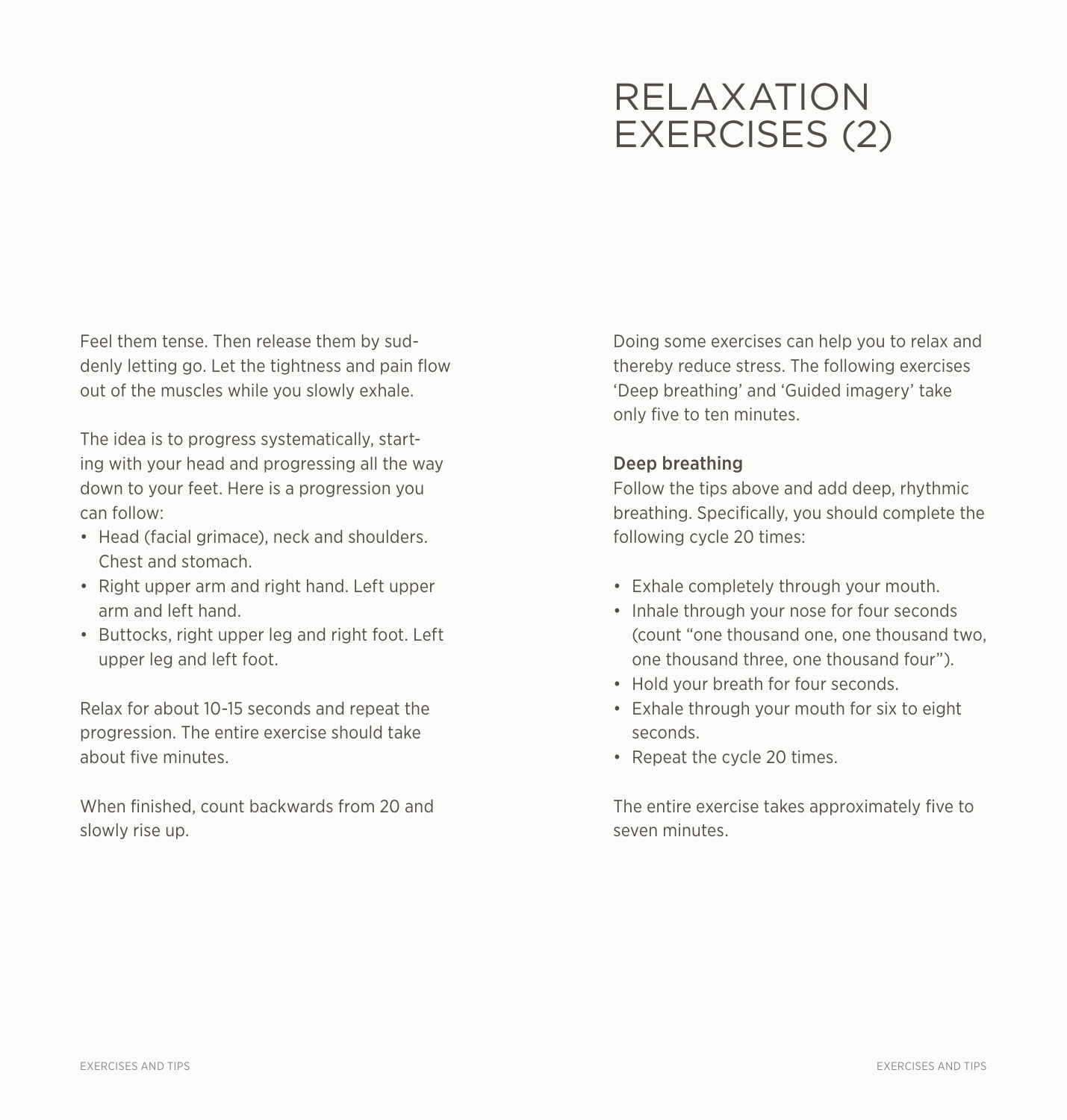Feel them tense. Then release them by suddenly letting go. Let the tightness and pain flow out of the muscles while you slowly exhale.

The idea is to progress systematically, starting with your head and progressing all the way down to your feet. Here is a progression you can follow:

- Head (facial grimace), neck and shoulders. Chest and stomach.
- Right upper arm and right hand. Left upper arm and left hand.
- Buttocks, right upper leg and right foot. Left upper leg and left foot.

Relax for about 10-15 seconds and repeat the progression. The entire exercise should take about five minutes.

When finished, count backwards from 20 and slowly rise up.

# RELAXATION EXERCISES (2)

Doing some exercises can help you to relax and thereby reduce stress. The following exercises 'Deep breathing' and 'Guided imagery' take only five to ten minutes.

### Deep breathing

Follow the tips above and add deep, rhythmic breathing. Specifically, you should complete the following cycle 20 times:

- Exhale completely through your mouth.
- Inhale through your nose for four seconds (count "one thousand one, one thousand two, one thousand three, one thousand four").
- Hold your breath for four seconds.
- Exhale through your mouth for six to eight seconds.
- Repeat the cycle 20 times.

The entire exercise takes approximately five to seven minutes.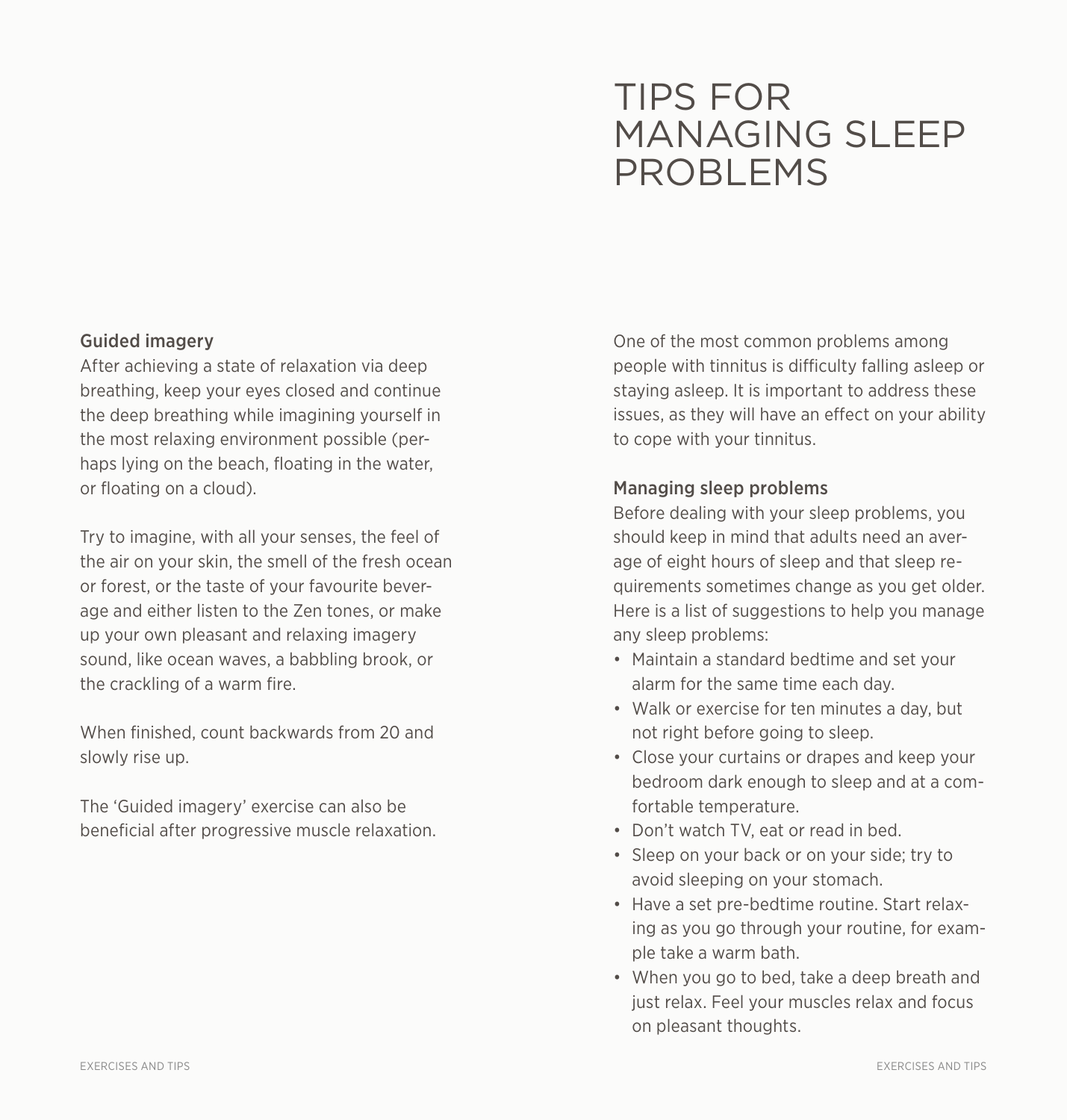### Guided imagery

After achieving a state of relaxation via deep breathing, keep your eyes closed and continue the deep breathing while imagining yourself in the most relaxing environment possible (perhaps lying on the beach, floating in the water, or floating on a cloud).

Try to imagine, with all your senses, the feel of the air on your skin, the smell of the fresh ocean or forest, or the taste of your favourite beverage and either listen to the Zen tones, or make up your own pleasant and relaxing imagery sound, like ocean waves, a babbling brook, or the crackling of a warm fire.

When finished, count backwards from 20 and slowly rise up.

The 'Guided imagery' exercise can also be beneficial after progressive muscle relaxation.

# TIPS FOR MANAGING SLEEP PROBLEMS

One of the most common problems among people with tinnitus is difficulty falling asleep or staying asleep. It is important to address these issues, as they will have an effect on your ability to cope with your tinnitus.

### Managing sleep problems

Before dealing with your sleep problems, you should keep in mind that adults need an average of eight hours of sleep and that sleep requirements sometimes change as you get older. Here is a list of suggestions to help you manage any sleep problems:

- Maintain a standard bedtime and set your alarm for the same time each day.
- Walk or exercise for ten minutes a day, but not right before going to sleep.
- Close your curtains or drapes and keep your bedroom dark enough to sleep and at a comfortable temperature.
- Don't watch TV, eat or read in bed.
- Sleep on your back or on your side; try to avoid sleeping on your stomach.
- Have a set pre-bedtime routine. Start relaxing as you go through your routine, for example take a warm bath.
- When you go to bed, take a deep breath and just relax. Feel your muscles relax and focus on pleasant thoughts.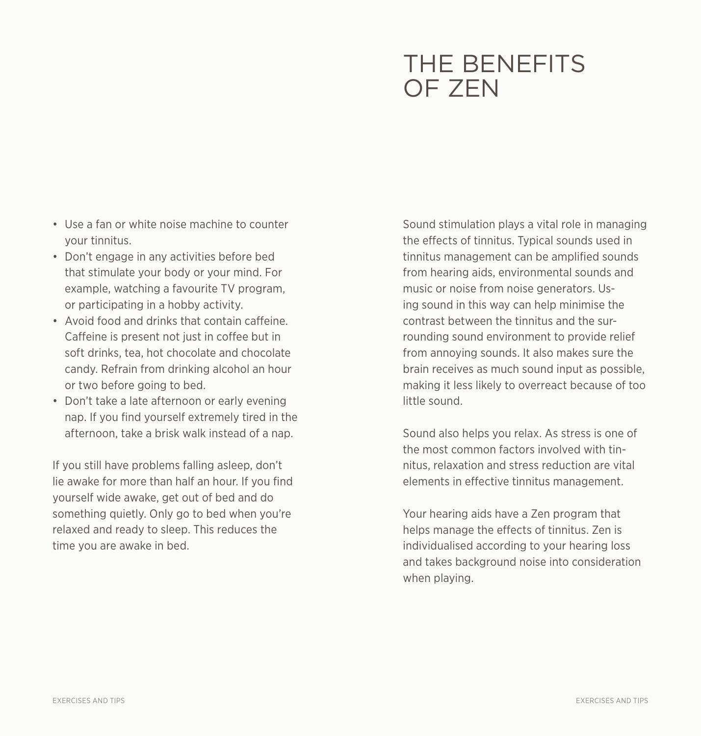- Use a fan or white noise machine to counter your tinnitus.
- Don't engage in any activities before bed that stimulate your body or your mind. For example, watching a favourite TV program, or participating in a hobby activity.
- Avoid food and drinks that contain caffeine. Caffeine is present not just in coffee but in soft drinks, tea, hot chocolate and chocolate candy. Refrain from drinking alcohol an hour or two before going to bed.
- Don't take a late afternoon or early evening nap. If you find yourself extremely tired in the afternoon, take a brisk walk instead of a nap.

If you still have problems falling asleep, don't lie awake for more than half an hour. If you find yourself wide awake, get out of bed and do something quietly. Only go to bed when you're relaxed and ready to sleep. This reduces the time you are awake in bed.

# THE BENEFITS OF ZEN

Sound stimulation plays a vital role in managing the effects of tinnitus. Typical sounds used in tinnitus management can be amplified sounds from hearing aids, environmental sounds and music or noise from noise generators. Using sound in this way can help minimise the contrast between the tinnitus and the surrounding sound environment to provide relief from annoying sounds. It also makes sure the brain receives as much sound input as possible, making it less likely to overreact because of too little sound.

Sound also helps you relax. As stress is one of the most common factors involved with tinnitus, relaxation and stress reduction are vital elements in effective tinnitus management.

Your hearing aids have a Zen program that helps manage the effects of tinnitus. Zen is individualised according to your hearing loss and takes background noise into consideration when playing.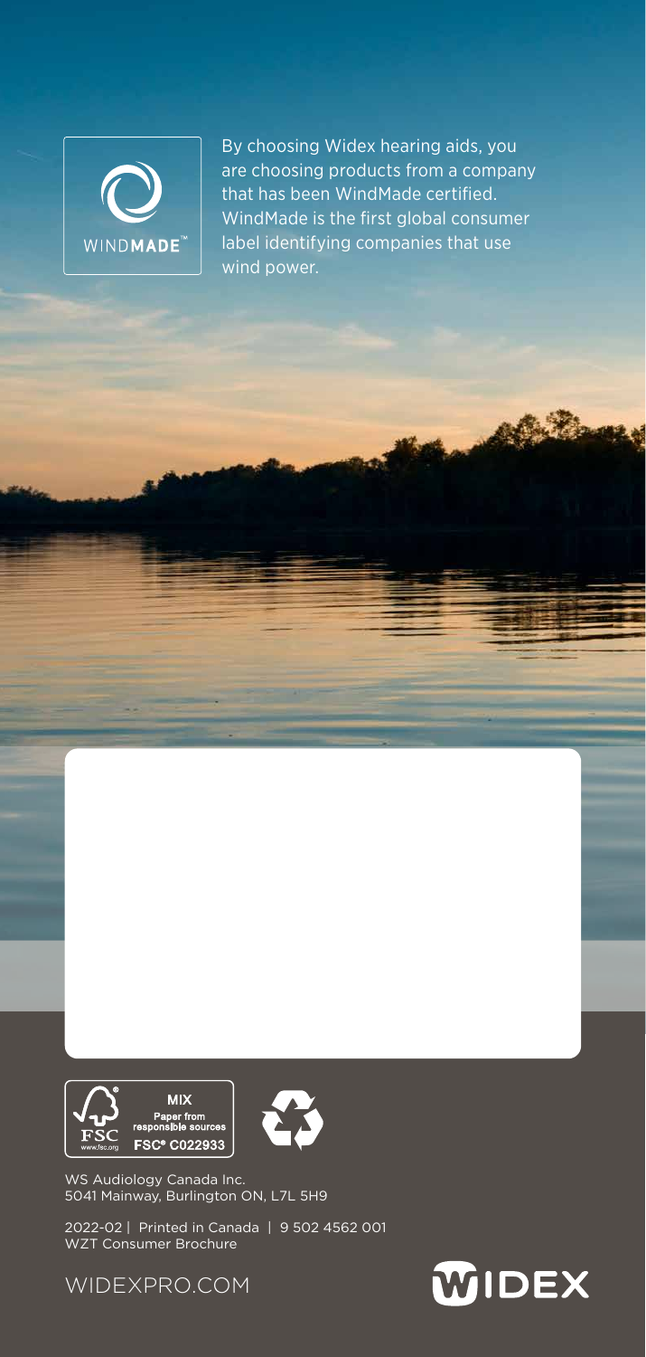WINDMADE™

By choosing Widex hearing aids, you are choosing products from a company that has been WindMade certified. WindMade is the first global consumer label identifying companies that use wind power.

FSC
www.fsc.org

MIX
Paper from responsible sources
FSC® C022933

WS Audiology Canada Inc.
5041 Mainway, Burlington ON, L7L 5H9

2022-02 | Printed in Canada | 9 502 4562 001
WZT Consumer Brochure

WIDEXPRO.COM

WIDEX